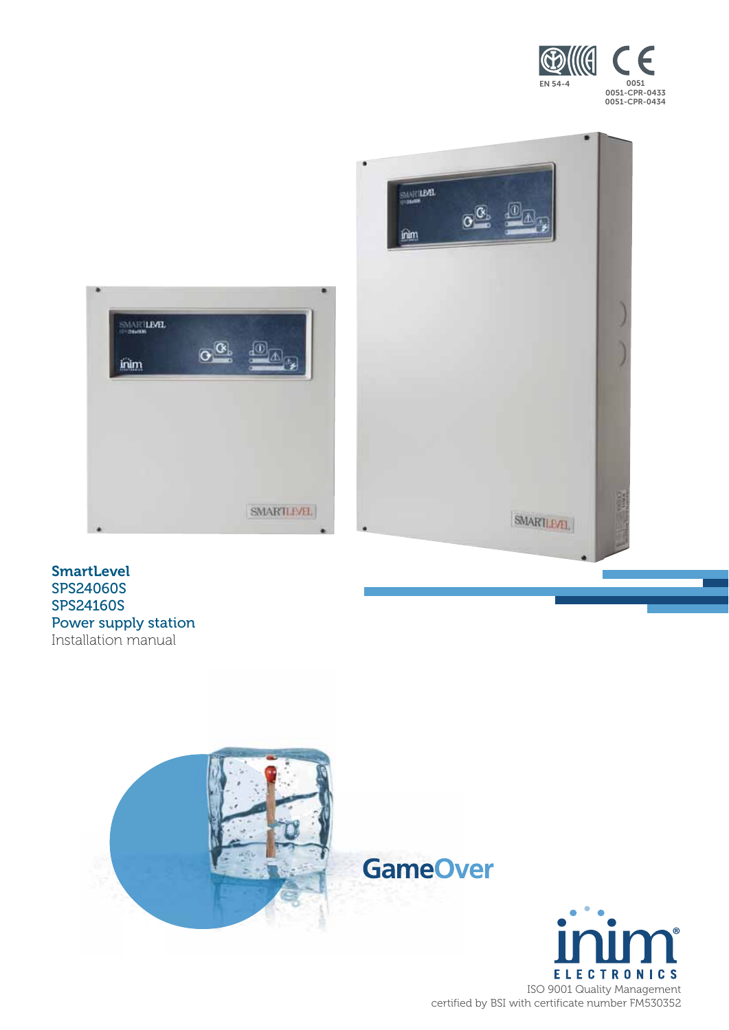EN 54-4

0051
0051-CPR-0433
0051-CPR-0434

**SmartLevel**
**SPS24060S**
**SPS24160S**
**Power supply station**
Installation manual

GameOver

inim ELECTRONICS

ISO 9001 Quality Management
certified by BSI with certificate number FM530352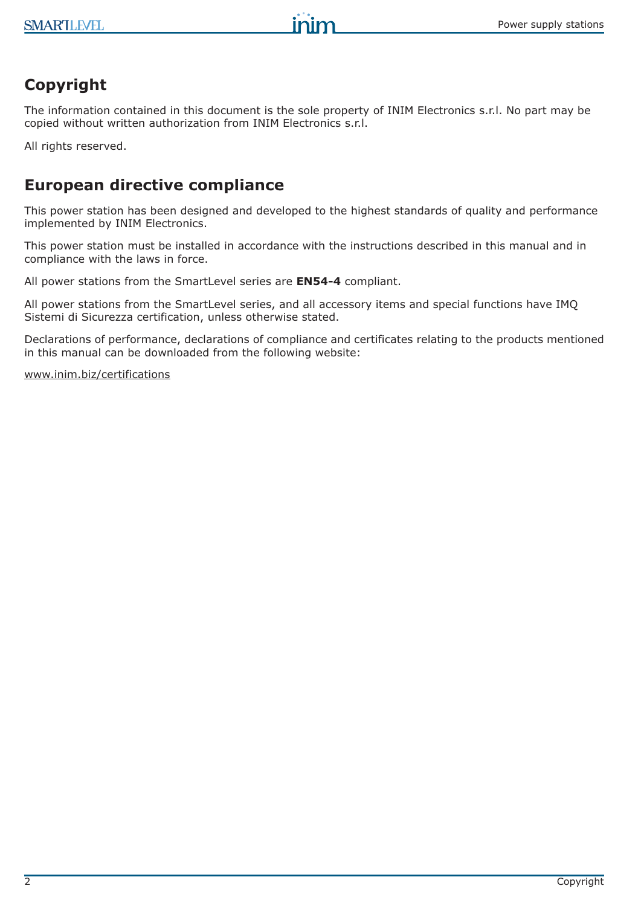## Copyright

The information contained in this document is the sole property of INIM Electronics s.r.l. No part may be copied without written authorization from INIM Electronics s.r.l.

All rights reserved.

## European directive compliance

This power station has been designed and developed to the highest standards of quality and performance implemented by INIM Electronics.

This power station must be installed in accordance with the instructions described in this manual and in compliance with the laws in force.

All power stations from the SmartLevel series are **EN54-4** compliant.

All power stations from the SmartLevel series, and all accessory items and special functions have IMQ Sistemi di Sicurezza certification, unless otherwise stated.

Declarations of performance, declarations of compliance and certificates relating to the products mentioned in this manual can be downloaded from the following website:

www.inim.biz/certifications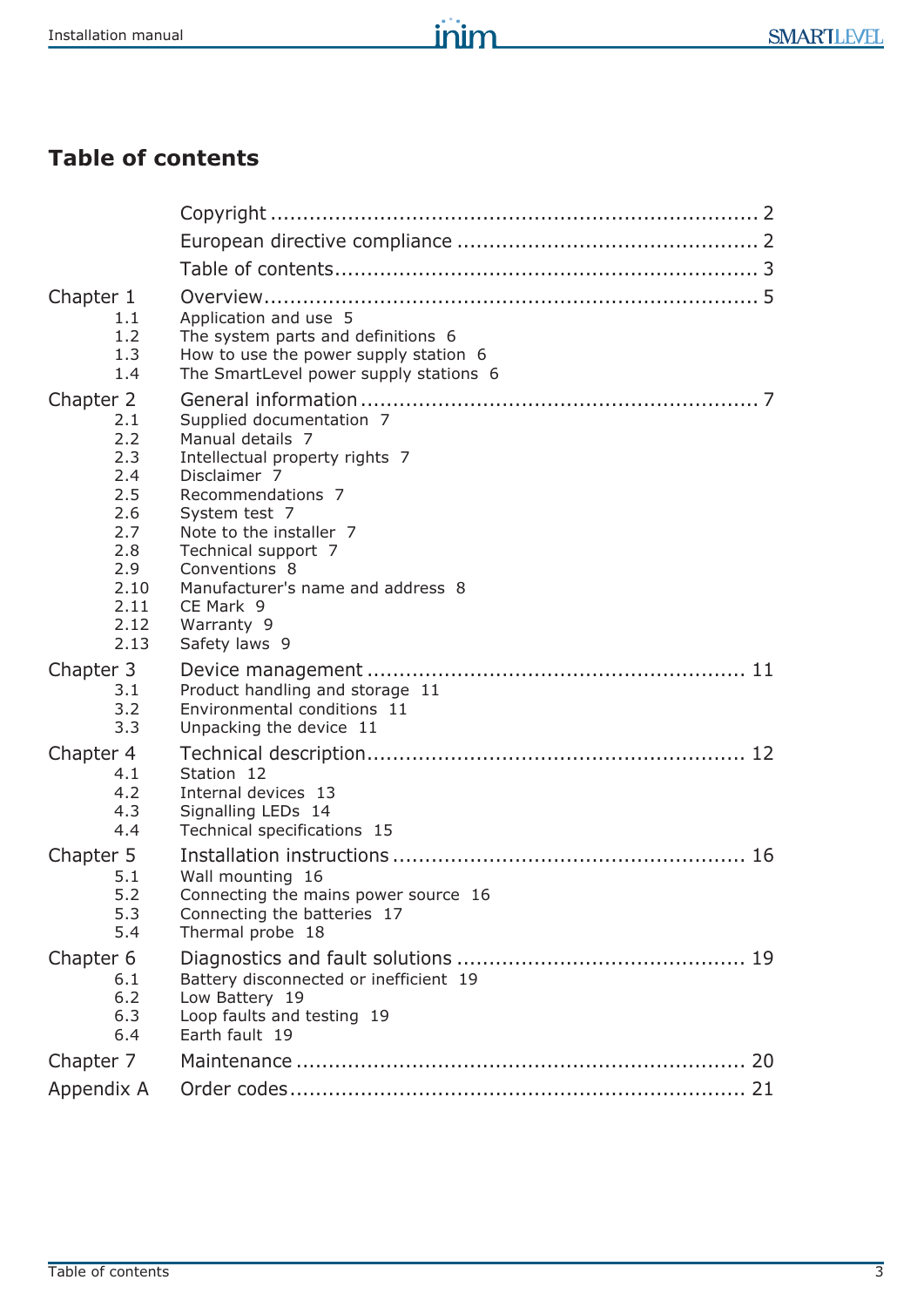# Table of contents

| | | |
|---|---|---|
| | Copyright | 2 |
| | European directive compliance | 2 |
| | Table of contents | 3 |
| Chapter 1 | Overview | 5 |
| 1.1 | Application and use 5 | |
| 1.2 | The system parts and definitions 6 | |
| 1.3 | How to use the power supply station 6 | |
| 1.4 | The SmartLevel power supply stations 6 | |
| Chapter 2 | General information | 7 |
| 2.1 | Supplied documentation 7 | |
| 2.2 | Manual details 7 | |
| 2.3 | Intellectual property rights 7 | |
| 2.4 | Disclaimer 7 | |
| 2.5 | Recommendations 7 | |
| 2.6 | System test 7 | |
| 2.7 | Note to the installer 7 | |
| 2.8 | Technical support 7 | |
| 2.9 | Conventions 8 | |
| 2.10 | Manufacturer's name and address 8 | |
| 2.11 | CE Mark 9 | |
| 2.12 | Warranty 9 | |
| 2.13 | Safety laws 9 | |
| Chapter 3 | Device management | 11 |
| 3.1 | Product handling and storage 11 | |
| 3.2 | Environmental conditions 11 | |
| 3.3 | Unpacking the device 11 | |
| Chapter 4 | Technical description | 12 |
| 4.1 | Station 12 | |
| 4.2 | Internal devices 13 | |
| 4.3 | Signalling LEDs 14 | |
| 4.4 | Technical specifications 15 | |
| Chapter 5 | Installation instructions | 16 |
| 5.1 | Wall mounting 16 | |
| 5.2 | Connecting the mains power source 16 | |
| 5.3 | Connecting the batteries 17 | |
| 5.4 | Thermal probe 18 | |
| Chapter 6 | Diagnostics and fault solutions | 19 |
| 6.1 | Battery disconnected or inefficient 19 | |
| 6.2 | Low Battery 19 | |
| 6.3 | Loop faults and testing 19 | |
| 6.4 | Earth fault 19 | |
| Chapter 7 | Maintenance | 20 |
| Appendix A | Order codes | 21 |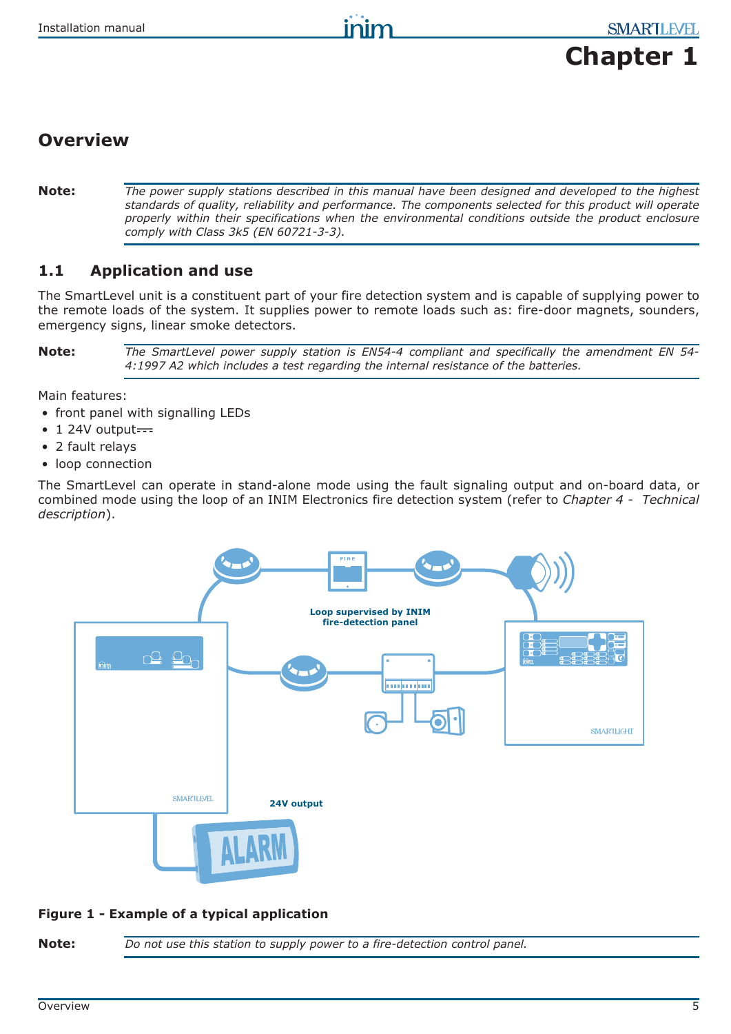# Chapter 1

## Overview

**Note:** *The power supply stations described in this manual have been designed and developed to the highest standards of quality, reliability and performance. The components selected for this product will operate properly within their specifications when the environmental conditions outside the product enclosure comply with Class 3k5 (EN 60721-3-3).*

### 1.1 Application and use

The SmartLevel unit is a constituent part of your fire detection system and is capable of supplying power to the remote loads of the system. It supplies power to remote loads such as: fire-door magnets, sounders, emergency signs, linear smoke detectors.

**Note:** *The SmartLevel power supply station is EN54-4 compliant and specifically the amendment EN 54-4:1997 A2 which includes a test regarding the internal resistance of the batteries.*

Main features:

- front panel with signalling LEDs
- 1 24V output⎓
- 2 fault relays
- loop connection

The SmartLevel can operate in stand-alone mode using the fault signaling output and on-board data, or combined mode using the loop of an INIM Electronics fire detection system (refer to *Chapter 4 - Technical description*).

**Figure 1 - Example of a typical application**

**Note:** *Do not use this station to supply power to a fire-detection control panel.*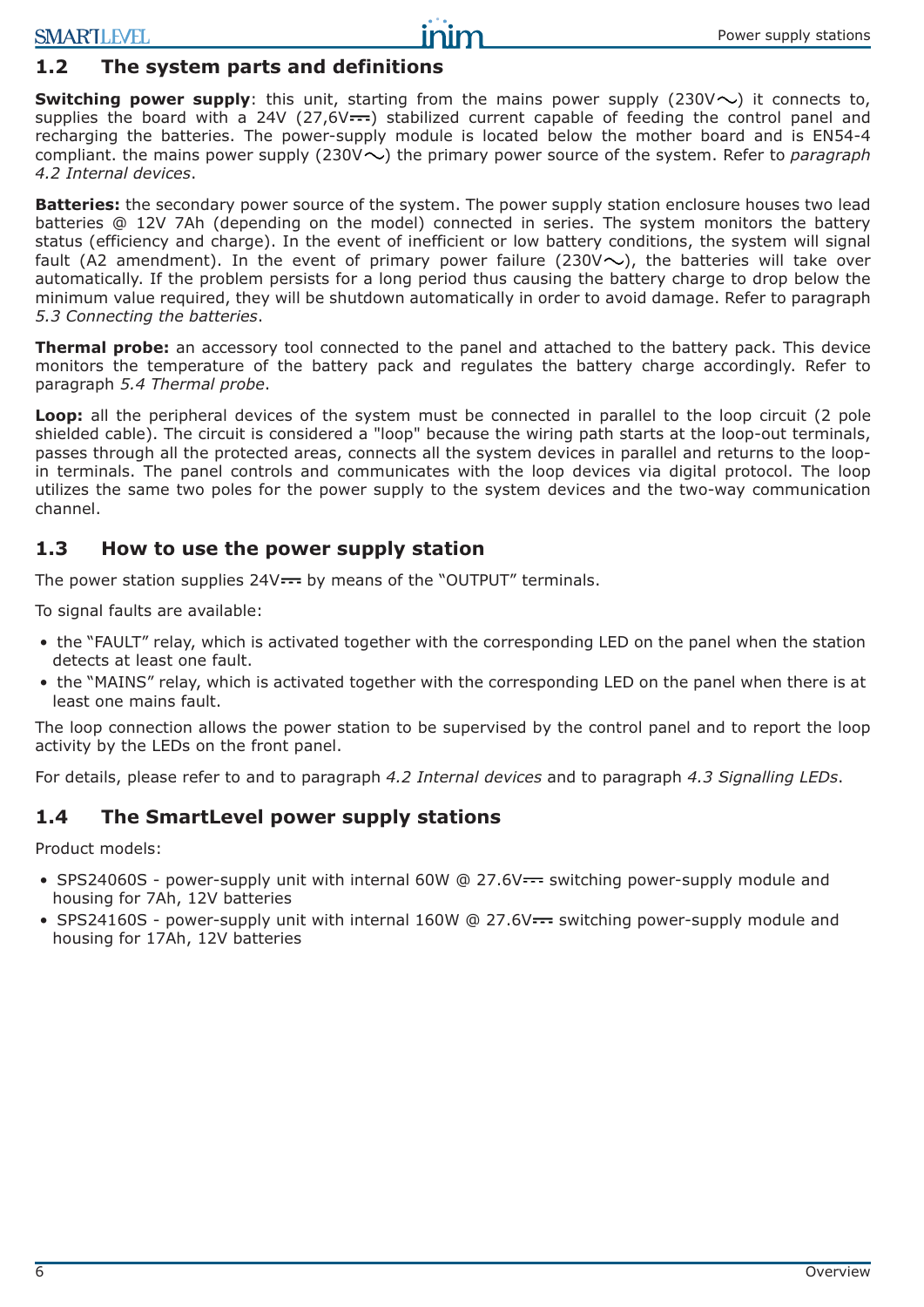## 1.2 The system parts and definitions

**Switching power supply**: this unit, starting from the mains power supply (230V~) it connects to, supplies the board with a 24V (27,6V⎓) stabilized current capable of feeding the control panel and recharging the batteries. The power-supply module is located below the mother board and is EN54-4 compliant. the mains power supply (230V~) the primary power source of the system. Refer to *paragraph 4.2 Internal devices*.

**Batteries:** the secondary power source of the system. The power supply station enclosure houses two lead batteries @ 12V 7Ah (depending on the model) connected in series. The system monitors the battery status (efficiency and charge). In the event of inefficient or low battery conditions, the system will signal fault (A2 amendment). In the event of primary power failure (230V~), the batteries will take over automatically. If the problem persists for a long period thus causing the battery charge to drop below the minimum value required, they will be shutdown automatically in order to avoid damage. Refer to paragraph *5.3 Connecting the batteries*.

**Thermal probe:** an accessory tool connected to the panel and attached to the battery pack. This device monitors the temperature of the battery pack and regulates the battery charge accordingly. Refer to paragraph *5.4 Thermal probe*.

**Loop:** all the peripheral devices of the system must be connected in parallel to the loop circuit (2 pole shielded cable). The circuit is considered a "loop" because the wiring path starts at the loop-out terminals, passes through all the protected areas, connects all the system devices in parallel and returns to the loop-in terminals. The panel controls and communicates with the loop devices via digital protocol. The loop utilizes the same two poles for the power supply to the system devices and the two-way communication channel.

## 1.3 How to use the power supply station

The power station supplies 24V⎓ by means of the "OUTPUT" terminals.

To signal faults are available:

- the "FAULT" relay, which is activated together with the corresponding LED on the panel when the station detects at least one fault.
- the "MAINS" relay, which is activated together with the corresponding LED on the panel when there is at least one mains fault.

The loop connection allows the power station to be supervised by the control panel and to report the loop activity by the LEDs on the front panel.

For details, please refer to and to paragraph *4.2 Internal devices* and to paragraph *4.3 Signalling LEDs*.

## 1.4 The SmartLevel power supply stations

Product models:

- SPS24060S - power-supply unit with internal 60W @ 27.6V⎓ switching power-supply module and housing for 7Ah, 12V batteries
- SPS24160S - power-supply unit with internal 160W @ 27.6V⎓ switching power-supply module and housing for 17Ah, 12V batteries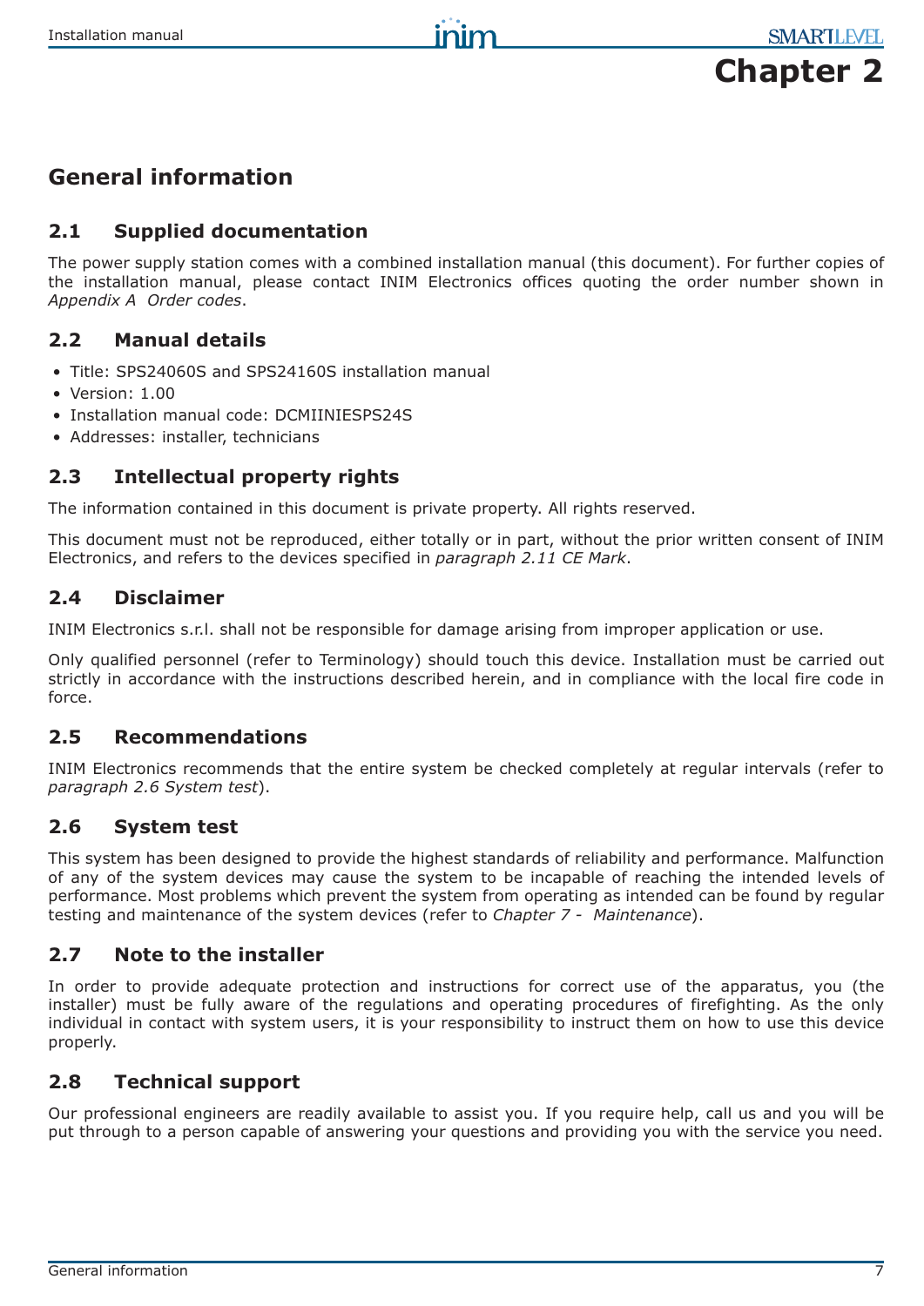# Chapter 2

## General information

### 2.1 Supplied documentation

The power supply station comes with a combined installation manual (this document). For further copies of the installation manual, please contact INIM Electronics offices quoting the order number shown in *Appendix A Order codes*.

### 2.2 Manual details

- Title: SPS24060S and SPS24160S installation manual
- Version: 1.00
- Installation manual code: DCMIINIESPS24S
- Addresses: installer, technicians

### 2.3 Intellectual property rights

The information contained in this document is private property. All rights reserved.

This document must not be reproduced, either totally or in part, without the prior written consent of INIM Electronics, and refers to the devices specified in *paragraph 2.11 CE Mark*.

### 2.4 Disclaimer

INIM Electronics s.r.l. shall not be responsible for damage arising from improper application or use.

Only qualified personnel (refer to Terminology) should touch this device. Installation must be carried out strictly in accordance with the instructions described herein, and in compliance with the local fire code in force.

### 2.5 Recommendations

INIM Electronics recommends that the entire system be checked completely at regular intervals (refer to *paragraph 2.6 System test*).

### 2.6 System test

This system has been designed to provide the highest standards of reliability and performance. Malfunction of any of the system devices may cause the system to be incapable of reaching the intended levels of performance. Most problems which prevent the system from operating as intended can be found by regular testing and maintenance of the system devices (refer to *Chapter 7 - Maintenance*).

### 2.7 Note to the installer

In order to provide adequate protection and instructions for correct use of the apparatus, you (the installer) must be fully aware of the regulations and operating procedures of firefighting. As the only individual in contact with system users, it is your responsibility to instruct them on how to use this device properly.

### 2.8 Technical support

Our professional engineers are readily available to assist you. If you require help, call us and you will be put through to a person capable of answering your questions and providing you with the service you need.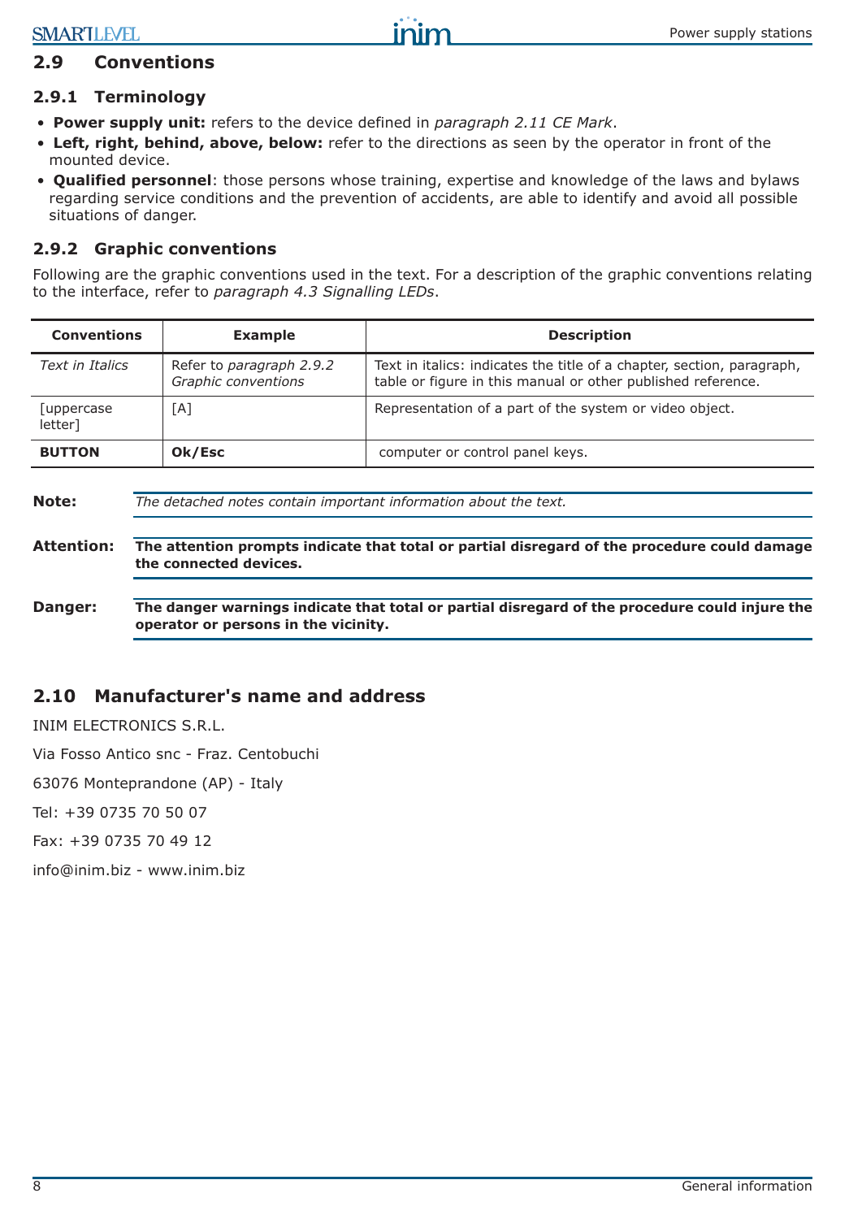## 2.9 Conventions

### 2.9.1 Terminology

- **Power supply unit:** refers to the device defined in *paragraph 2.11 CE Mark*.
- **Left, right, behind, above, below:** refer to the directions as seen by the operator in front of the mounted device.
- **Qualified personnel**: those persons whose training, expertise and knowledge of the laws and bylaws regarding service conditions and the prevention of accidents, are able to identify and avoid all possible situations of danger.

### 2.9.2 Graphic conventions

Following are the graphic conventions used in the text. For a description of the graphic conventions relating to the interface, refer to *paragraph 4.3 Signalling LEDs*.

| Conventions | Example | Description |
|---|---|---|
| *Text in Italics* | Refer to *paragraph 2.9.2 Graphic conventions* | Text in italics: indicates the title of a chapter, section, paragraph, table or figure in this manual or other published reference. |
| [uppercase letter] | [A] | Representation of a part of the system or video object. |
| **BUTTON** | **Ok/Esc** | computer or control panel keys. |

**Note:** *The detached notes contain important information about the text.*

**Attention:** **The attention prompts indicate that total or partial disregard of the procedure could damage the connected devices.**

**Danger:** **The danger warnings indicate that total or partial disregard of the procedure could injure the operator or persons in the vicinity.**

## 2.10 Manufacturer's name and address

INIM ELECTRONICS S.R.L.

Via Fosso Antico snc - Fraz. Centobuchi

63076 Monteprandone (AP) - Italy

Tel: +39 0735 70 50 07

Fax: +39 0735 70 49 12

info@inim.biz - www.inim.biz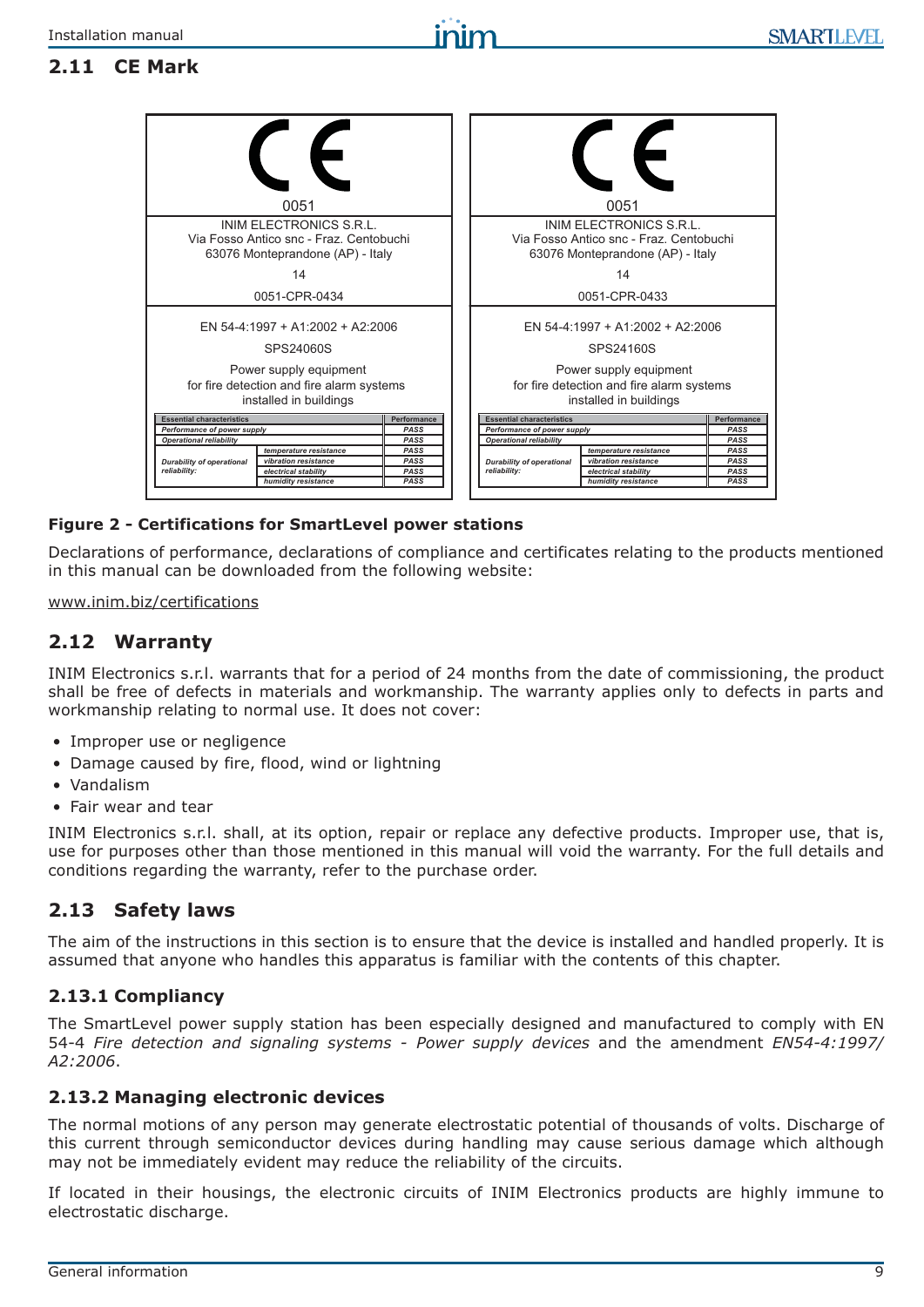## 2.11 CE Mark

CE

0051

INIM ELECTRONICS S.R.L.
Via Fosso Antico snc - Fraz. Centobuchi
63076 Monteprandone (AP) - Italy

14

0051-CPR-0434

EN 54-4:1997 + A1:2002 + A2:2006

SPS24060S

Power supply equipment
for fire detection and fire alarm systems
installed in buildings

| Essential characteristics | | Performance |
|---|---|---|
| *Performance of power supply* | | *PASS* |
| *Operational reliability* | | *PASS* |
| *Durability of operational reliability:* | *temperature resistance* | *PASS* |
| | *vibration resistance* | *PASS* |
| | *electrical stability* | *PASS* |
| | *humidity resistance* | *PASS* |

CE

0051

INIM ELECTRONICS S.R.L.
Via Fosso Antico snc - Fraz. Centobuchi
63076 Monteprandone (AP) - Italy

14

0051-CPR-0433

EN 54-4:1997 + A1:2002 + A2:2006

SPS24160S

Power supply equipment
for fire detection and fire alarm systems
installed in buildings

| Essential characteristics | | Performance |
|---|---|---|
| *Performance of power supply* | | *PASS* |
| *Operational reliability* | | *PASS* |
| *Durability of operational reliability:* | *temperature resistance* | *PASS* |
| | *vibration resistance* | *PASS* |
| | *electrical stability* | *PASS* |
| | *humidity resistance* | *PASS* |

**Figure 2 - Certifications for SmartLevel power stations**

Declarations of performance, declarations of compliance and certificates relating to the products mentioned in this manual can be downloaded from the following website:

www.inim.biz/certifications

## 2.12 Warranty

INIM Electronics s.r.l. warrants that for a period of 24 months from the date of commissioning, the product shall be free of defects in materials and workmanship. The warranty applies only to defects in parts and workmanship relating to normal use. It does not cover:

- Improper use or negligence
- Damage caused by fire, flood, wind or lightning
- Vandalism
- Fair wear and tear

INIM Electronics s.r.l. shall, at its option, repair or replace any defective products. Improper use, that is, use for purposes other than those mentioned in this manual will void the warranty. For the full details and conditions regarding the warranty, refer to the purchase order.

## 2.13 Safety laws

The aim of the instructions in this section is to ensure that the device is installed and handled properly. It is assumed that anyone who handles this apparatus is familiar with the contents of this chapter.

### 2.13.1 Compliancy

The SmartLevel power supply station has been especially designed and manufactured to comply with EN 54-4 *Fire detection and signaling systems - Power supply devices* and the amendment *EN54-4:1997/ A2:2006*.

### 2.13.2 Managing electronic devices

The normal motions of any person may generate electrostatic potential of thousands of volts. Discharge of this current through semiconductor devices during handling may cause serious damage which although may not be immediately evident may reduce the reliability of the circuits.

If located in their housings, the electronic circuits of INIM Electronics products are highly immune to electrostatic discharge.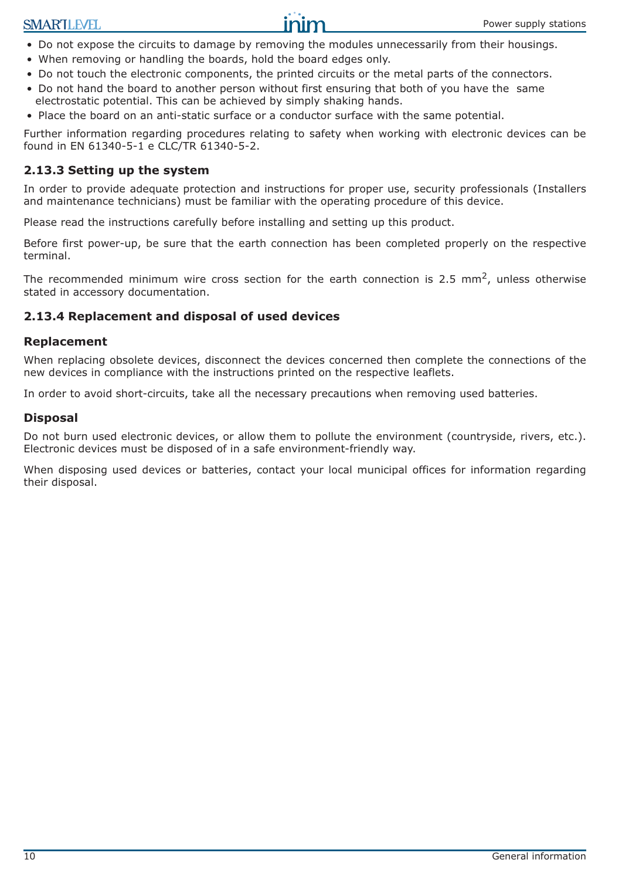- Do not expose the circuits to damage by removing the modules unnecessarily from their housings.
- When removing or handling the boards, hold the board edges only.
- Do not touch the electronic components, the printed circuits or the metal parts of the connectors.
- Do not hand the board to another person without first ensuring that both of you have the same electrostatic potential. This can be achieved by simply shaking hands.
- Place the board on an anti-static surface or a conductor surface with the same potential.

Further information regarding procedures relating to safety when working with electronic devices can be found in EN 61340-5-1 e CLC/TR 61340-5-2.

### 2.13.3 Setting up the system

In order to provide adequate protection and instructions for proper use, security professionals (Installers and maintenance technicians) must be familiar with the operating procedure of this device.

Please read the instructions carefully before installing and setting up this product.

Before first power-up, be sure that the earth connection has been completed properly on the respective terminal.

The recommended minimum wire cross section for the earth connection is 2.5 $mm^2$, unless otherwise stated in accessory documentation.

### 2.13.4 Replacement and disposal of used devices

#### Replacement

When replacing obsolete devices, disconnect the devices concerned then complete the connections of the new devices in compliance with the instructions printed on the respective leaflets.

In order to avoid short-circuits, take all the necessary precautions when removing used batteries.

#### Disposal

Do not burn used electronic devices, or allow them to pollute the environment (countryside, rivers, etc.). Electronic devices must be disposed of in a safe environment-friendly way.

When disposing used devices or batteries, contact your local municipal offices for information regarding their disposal.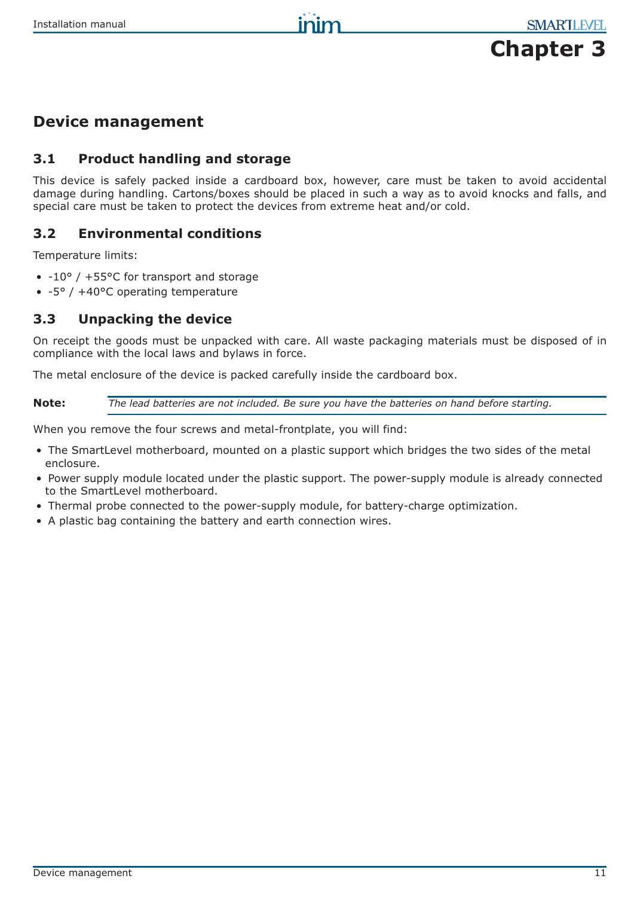# Chapter 3

## Device management

### 3.1 Product handling and storage

This device is safely packed inside a cardboard box, however, care must be taken to avoid accidental damage during handling. Cartons/boxes should be placed in such a way as to avoid knocks and falls, and special care must be taken to protect the devices from extreme heat and/or cold.

### 3.2 Environmental conditions

Temperature limits:

- -10° / +55°C for transport and storage
- -5° / +40°C operating temperature

### 3.3 Unpacking the device

On receipt the goods must be unpacked with care. All waste packaging materials must be disposed of in compliance with the local laws and bylaws in force.

The metal enclosure of the device is packed carefully inside the cardboard box.

**Note:** *The lead batteries are not included. Be sure you have the batteries on hand before starting.*

When you remove the four screws and metal-frontplate, you will find:

- The SmartLevel motherboard, mounted on a plastic support which bridges the two sides of the metal enclosure.
- Power supply module located under the plastic support. The power-supply module is already connected to the SmartLevel motherboard.
- Thermal probe connected to the power-supply module, for battery-charge optimization.
- A plastic bag containing the battery and earth connection wires.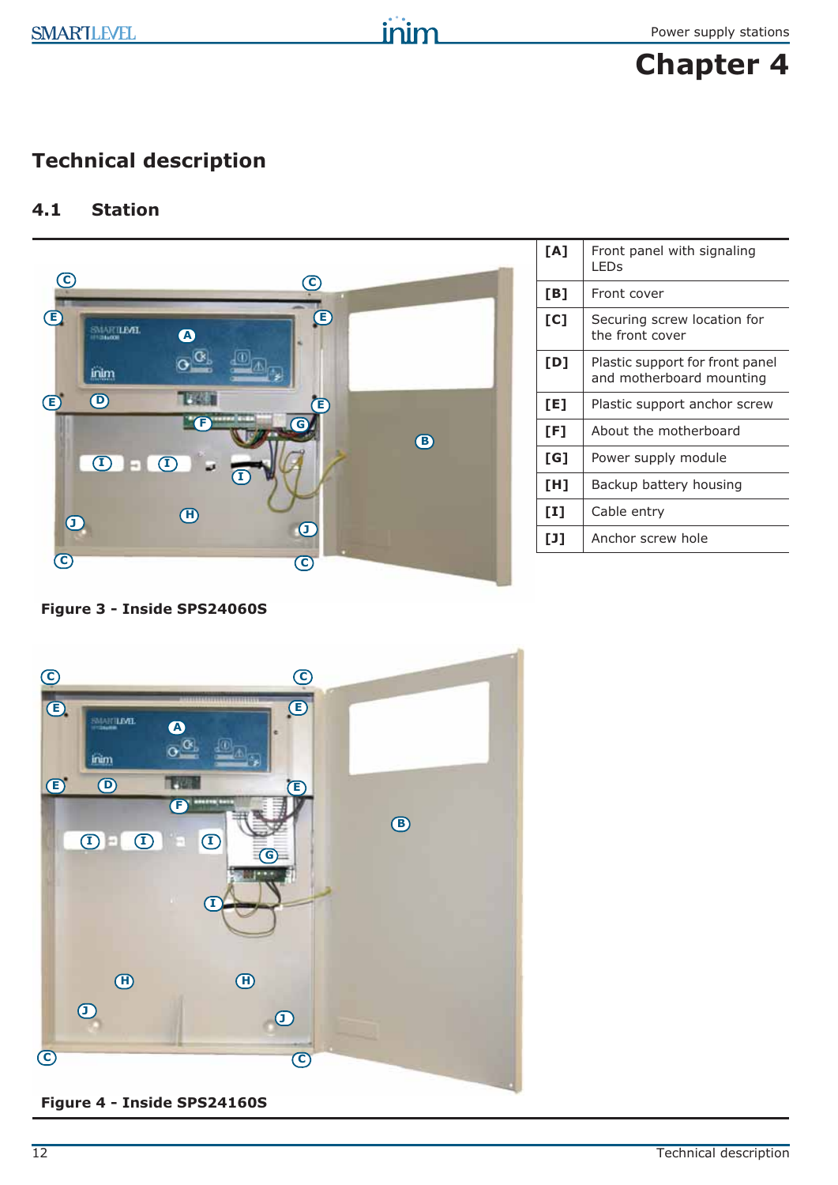# Chapter 4

## Technical description

### 4.1 Station

| | |
|---|---|
| [A] | Front panel with signaling LEDs |
| [B] | Front cover |
| [C] | Securing screw location for the front cover |
| [D] | Plastic support for front panel and motherboard mounting |
| [E] | Plastic support anchor screw |
| [F] | About the motherboard |
| [G] | Power supply module |
| [H] | Backup battery housing |
| [I] | Cable entry |
| [J] | Anchor screw hole |

**Figure 3 - Inside SPS24060S**

**Figure 4 - Inside SPS24160S**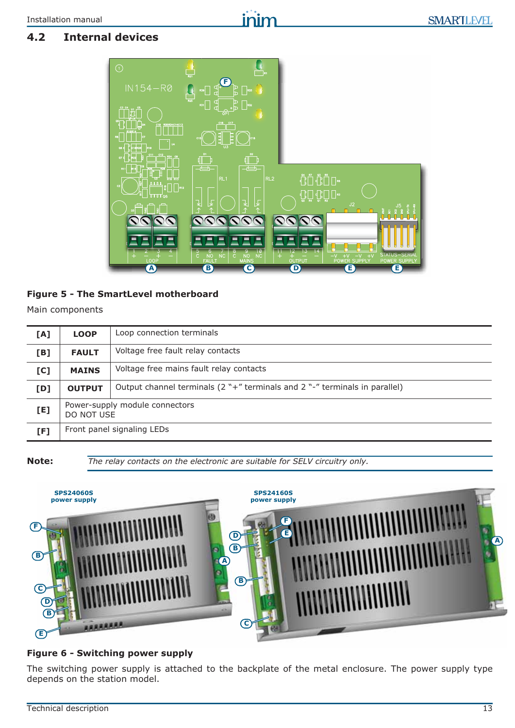## 4.2 Internal devices

**Figure 5 - The SmartLevel motherboard**

Main components

| | | |
|---|---|---|
| **[A]** | **LOOP** | Loop connection terminals |
| **[B]** | **FAULT** | Voltage free fault relay contacts |
| **[C]** | **MAINS** | Voltage free mains fault relay contacts |
| **[D]** | **OUTPUT** | Output channel terminals (2 "+" terminals and 2 "-" terminals in parallel) |
| **[E]** | Power-supply module connectors<br>DO NOT USE | |
| **[F]** | Front panel signaling LEDs | |

**Note:** *The relay contacts on the electronic are suitable for SELV circuitry only.*

**Figure 6 - Switching power supply**

The switching power supply is attached to the backplate of the metal enclosure. The power supply type depends on the station model.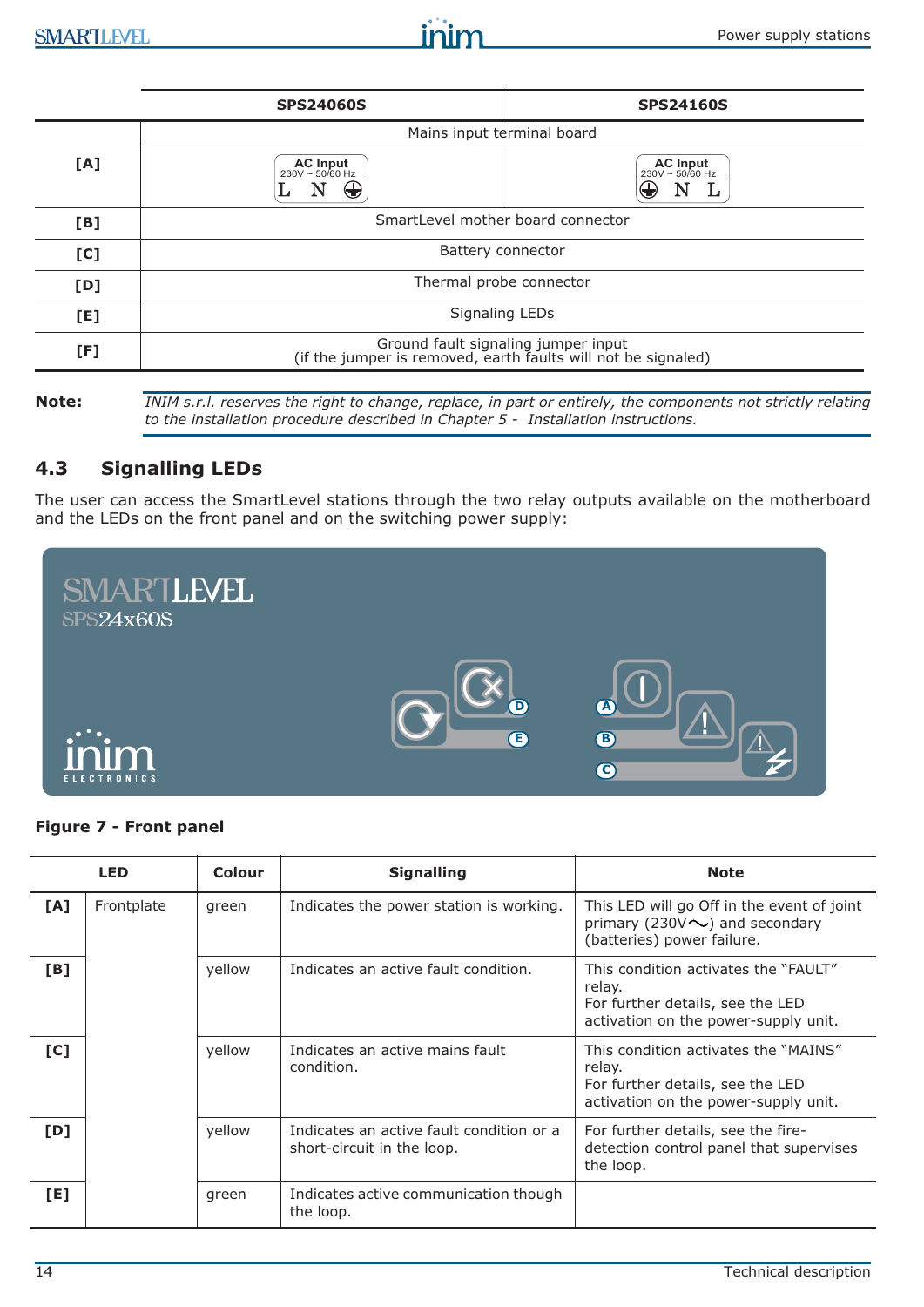| | SPS24060S | SPS24160S |
|---|---|---|
| [A] | Mains input terminal board | |
| | AC Input 230V ~ 50/60 Hz L N ⏚ | AC Input 230V ~ 50/60 Hz ⏚ N L |
| [B] | SmartLevel mother board connector | |
| [C] | Battery connector | |
| [D] | Thermal probe connector | |
| [E] | Signaling LEDs | |
| [F] | Ground fault signaling jumper input (if the jumper is removed, earth faults will not be signaled) | |

**Note:** *INIM s.r.l. reserves the right to change, replace, in part or entirely, the components not strictly relating to the installation procedure described in Chapter 5 - Installation instructions.*

## 4.3 Signalling LEDs

The user can access the SmartLevel stations through the two relay outputs available on the motherboard and the LEDs on the front panel and on the switching power supply:

**Figure 7 - Front panel**

| LED | | Colour | Signalling | Note |
|---|---|---|---|---|
| [A] | Frontplate | green | Indicates the power station is working. | This LED will go Off in the event of joint primary (230V∼) and secondary (batteries) power failure. |
| [B] | | yellow | Indicates an active fault condition. | This condition activates the "FAULT" relay. For further details, see the LED activation on the power-supply unit. |
| [C] | | yellow | Indicates an active mains fault condition. | This condition activates the "MAINS" relay. For further details, see the LED activation on the power-supply unit. |
| [D] | | yellow | Indicates an active fault condition or a short-circuit in the loop. | For further details, see the fire-detection control panel that supervises the loop. |
| [E] | | green | Indicates active communication though the loop. | |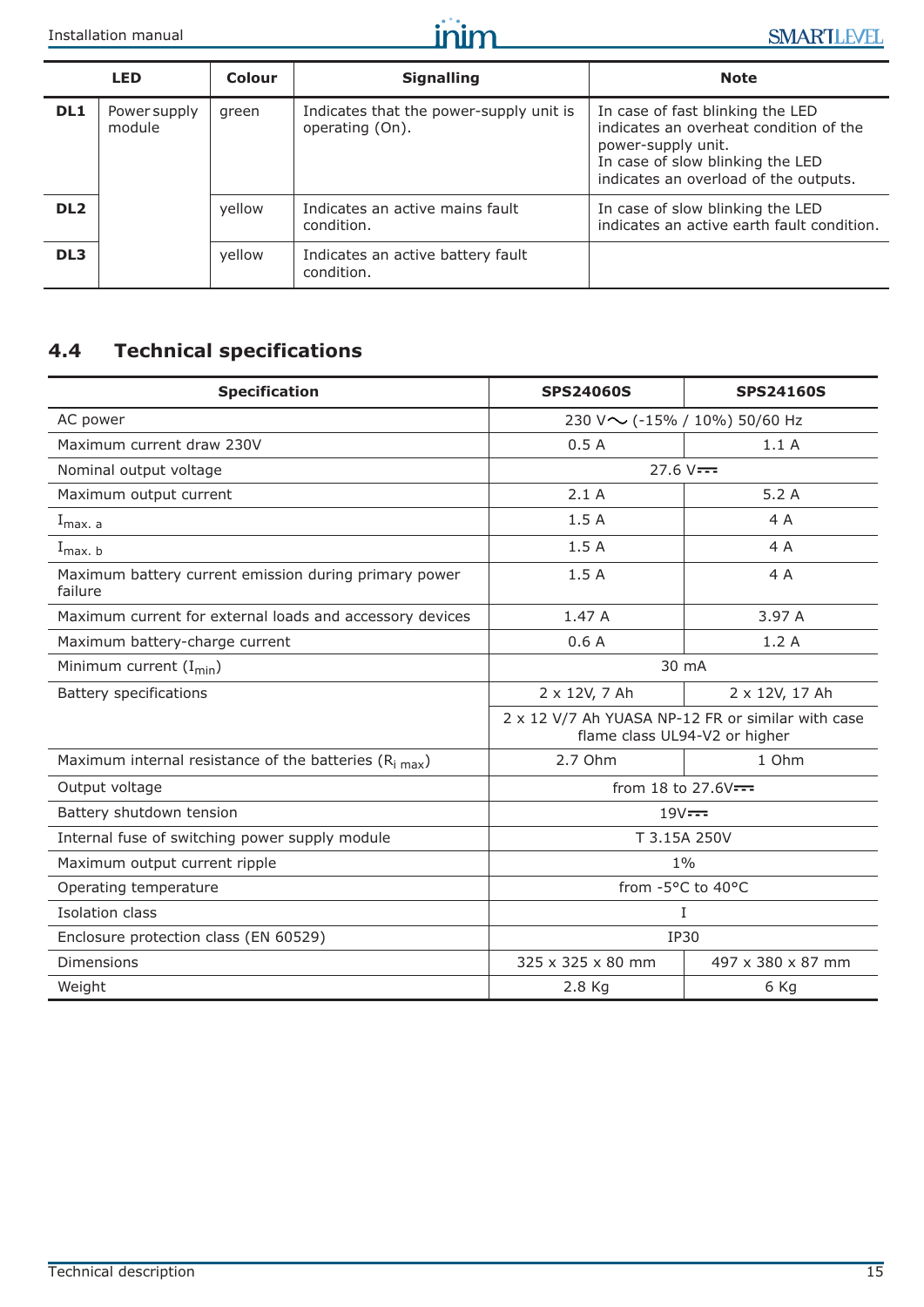| LED | | Colour | Signalling | Note |
|---|---|---|---|---|
| DL1 | Power supply module | green | Indicates that the power-supply unit is operating (On). | In case of fast blinking the LED indicates an overheat condition of the power-supply unit.<br>In case of slow blinking the LED indicates an overload of the outputs. |
| DL2 | | yellow | Indicates an active mains fault condition. | In case of slow blinking the LED indicates an active earth fault condition. |
| DL3 | | yellow | Indicates an active battery fault condition. | |

## 4.4 Technical specifications

| Specification | SPS24060S | SPS24160S |
|---|---|---|
| AC power | 230 V~ (-15% / 10%) 50/60 Hz | |
| Maximum current draw 230V | 0.5 A | 1.1 A |
| Nominal output voltage | 27.6 V⎓ | |
| Maximum output current | 2.1 A | 5.2 A |
| $I_{max.\ a}$ | 1.5 A | 4 A |
| $I_{max.\ b}$ | 1.5 A | 4 A |
| Maximum battery current emission during primary power failure | 1.5 A | 4 A |
| Maximum current for external loads and accessory devices | 1.47 A | 3.97 A |
| Maximum battery-charge current | 0.6 A | 1.2 A |
| Minimum current ($I_{min}$) | 30 mA | |
| Battery specifications | 2 x 12V, 7 Ah | 2 x 12V, 17 Ah |
| | 2 x 12 V/7 Ah YUASA NP-12 FR or similar with case flame class UL94-V2 or higher | |
| Maximum internal resistance of the batteries ($R_{i\ max}$) | 2.7 Ohm | 1 Ohm |
| Output voltage | from 18 to 27.6V⎓ | |
| Battery shutdown tension | 19V⎓ | |
| Internal fuse of switching power supply module | T 3.15A 250V | |
| Maximum output current ripple | 1% | |
| Operating temperature | from -5°C to 40°C | |
| Isolation class | I | |
| Enclosure protection class (EN 60529) | IP30 | |
| Dimensions | 325 x 325 x 80 mm | 497 x 380 x 87 mm |
| Weight | 2.8 Kg | 6 Kg |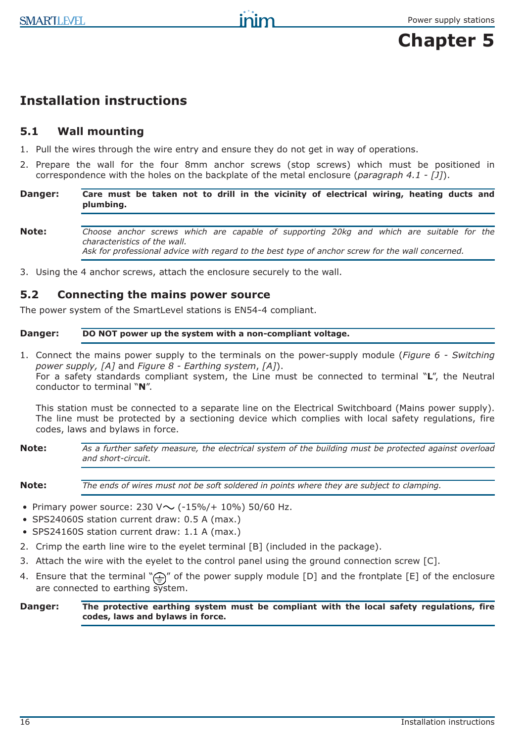# Chapter 5

## Installation instructions

### 5.1 Wall mounting

1. Pull the wires through the wire entry and ensure they do not get in way of operations.
2. Prepare the wall for the four 8mm anchor screws (stop screws) which must be positioned in correspondence with the holes on the backplate of the metal enclosure (*paragraph 4.1 - [J]*).

**Danger:** **Care must be taken not to drill in the vicinity of electrical wiring, heating ducts and plumbing.**

**Note:** *Choose anchor screws which are capable of supporting 20kg and which are suitable for the characteristics of the wall.*
*Ask for professional advice with regard to the best type of anchor screw for the wall concerned.*

3. Using the 4 anchor screws, attach the enclosure securely to the wall.

### 5.2 Connecting the mains power source

The power system of the SmartLevel stations is EN54-4 compliant.

**Danger:** **DO NOT power up the system with a non-compliant voltage.**

1. Connect the mains power supply to the terminals on the power-supply module (*Figure 6 - Switching power supply, [A]* and *Figure 8 - Earthing system*, *[A]*).
   For a safety standards compliant system, the Line must be connected to terminal "**L**", the Neutral conductor to terminal "**N**".

   This station must be connected to a separate line on the Electrical Switchboard (Mains power supply). The line must be protected by a sectioning device which complies with local safety regulations, fire codes, laws and bylaws in force.

**Note:** *As a further safety measure, the electrical system of the building must be protected against overload and short-circuit.*

**Note:** *The ends of wires must not be soft soldered in points where they are subject to clamping.*

- Primary power source: 230 V~ (-15%/+ 10%) 50/60 Hz.
- SPS24060S station current draw: 0.5 A (max.)
- SPS24160S station current draw: 1.1 A (max.)

2. Crimp the earth line wire to the eyelet terminal [B] (included in the package).
3. Attach the wire with the eyelet to the control panel using the ground connection screw [C].
4. Ensure that the terminal "⏚" of the power supply module [D] and the frontplate [E] of the enclosure are connected to earthing system.

**Danger:** **The protective earthing system must be compliant with the local safety regulations, fire codes, laws and bylaws in force.**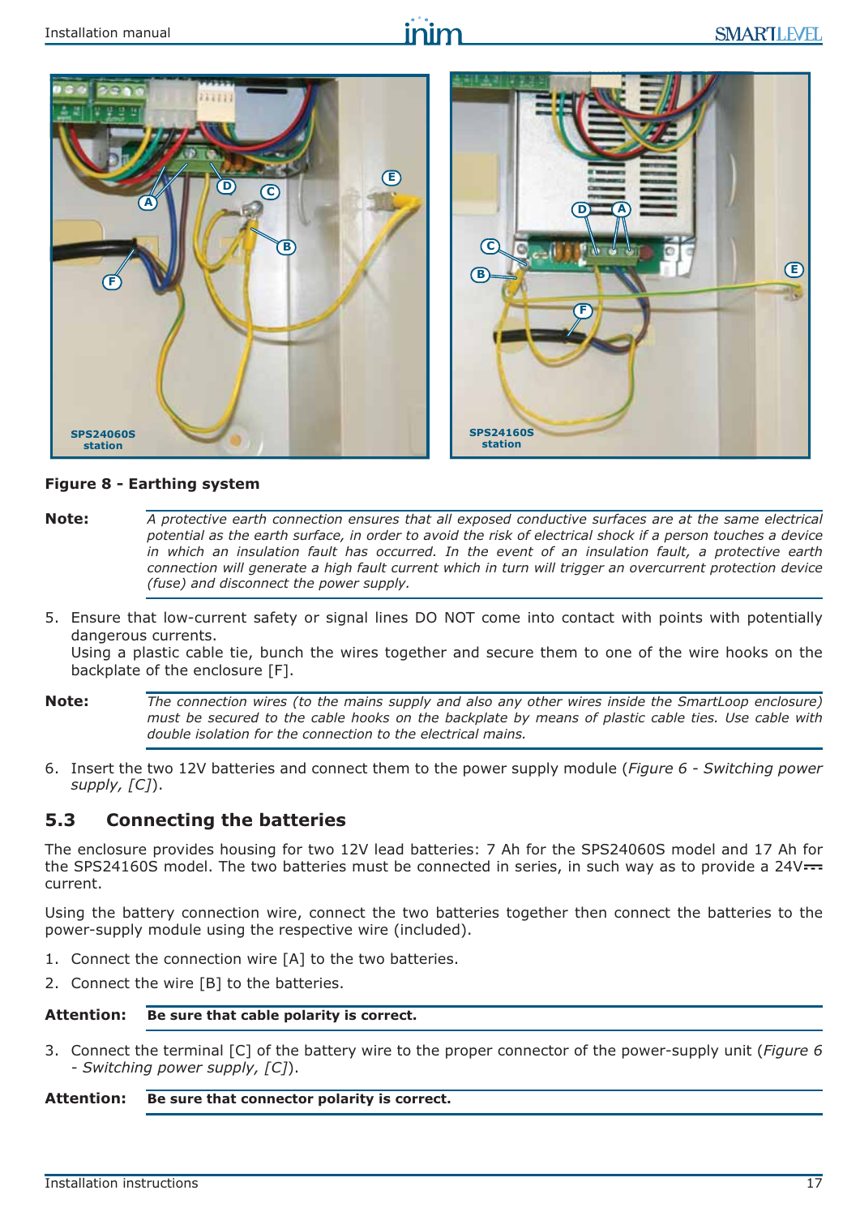**Figure 8 - Earthing system**

**Note:** *A protective earth connection ensures that all exposed conductive surfaces are at the same electrical potential as the earth surface, in order to avoid the risk of electrical shock if a person touches a device in which an insulation fault has occurred. In the event of an insulation fault, a protective earth connection will generate a high fault current which in turn will trigger an overcurrent protection device (fuse) and disconnect the power supply.*

5. Ensure that low-current safety or signal lines DO NOT come into contact with points with potentially dangerous currents.
   Using a plastic cable tie, bunch the wires together and secure them to one of the wire hooks on the backplate of the enclosure [F].

**Note:** *The connection wires (to the mains supply and also any other wires inside the SmartLoop enclosure) must be secured to the cable hooks on the backplate by means of plastic cable ties. Use cable with double isolation for the connection to the electrical mains.*

6. Insert the two 12V batteries and connect them to the power supply module (*Figure 6 - Switching power supply, [C]*).

## 5.3 Connecting the batteries

The enclosure provides housing for two 12V lead batteries: 7 Ah for the SPS24060S model and 17 Ah for the SPS24160S model. The two batteries must be connected in series, in such way as to provide a 24V⎓ current.

Using the battery connection wire, connect the two batteries together then connect the batteries to the power-supply module using the respective wire (included).

1. Connect the connection wire [A] to the two batteries.
2. Connect the wire [B] to the batteries.

**Attention:** **Be sure that cable polarity is correct.**

3. Connect the terminal [C] of the battery wire to the proper connector of the power-supply unit (*Figure 6 - Switching power supply, [C]*).

**Attention:** **Be sure that connector polarity is correct.**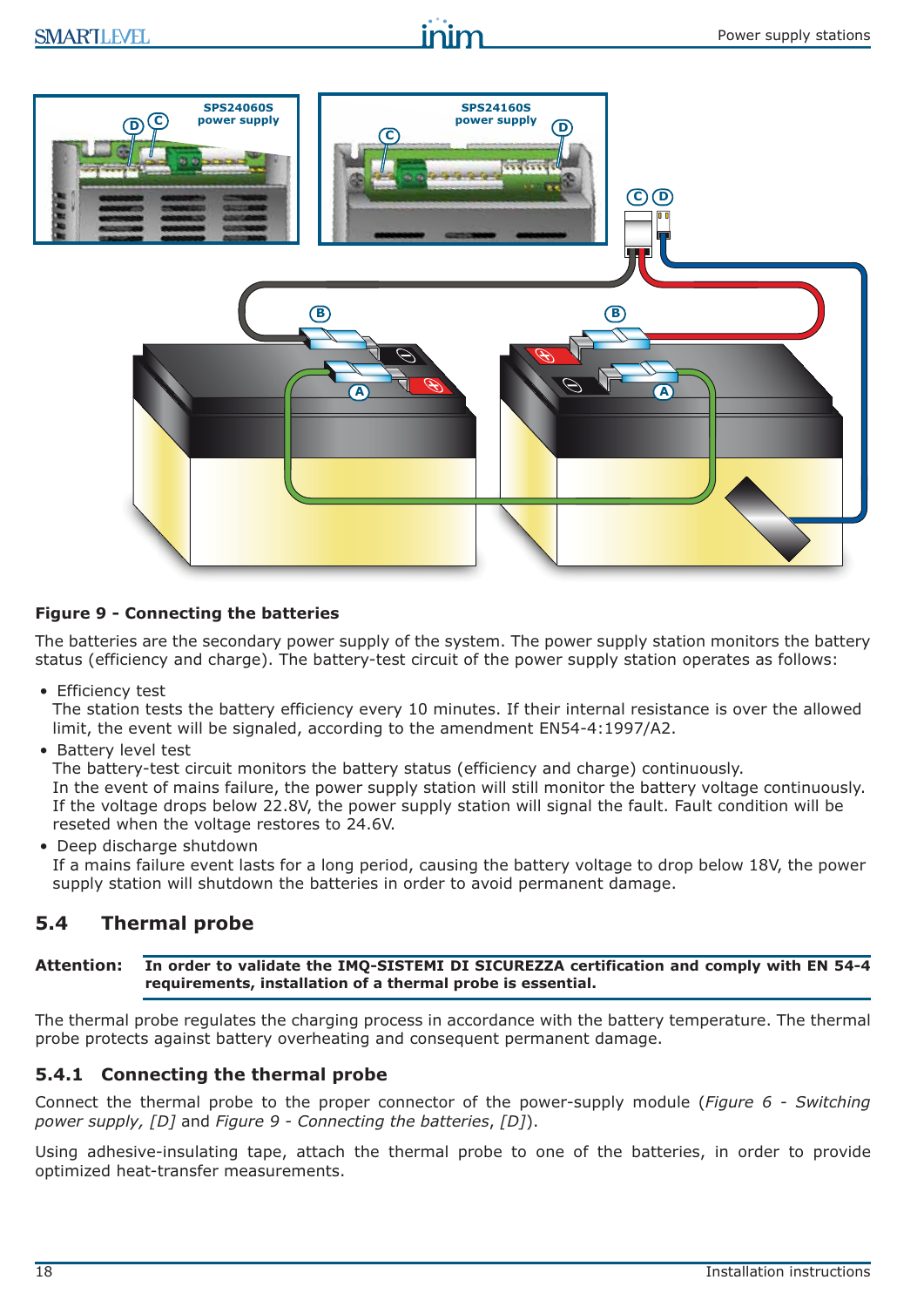**Figure 9 - Connecting the batteries**

The batteries are the secondary power supply of the system. The power supply station monitors the battery status (efficiency and charge). The battery-test circuit of the power supply station operates as follows:

- Efficiency test
  The station tests the battery efficiency every 10 minutes. If their internal resistance is over the allowed limit, the event will be signaled, according to the amendment EN54-4:1997/A2.
- Battery level test
  The battery-test circuit monitors the battery status (efficiency and charge) continuously.
  In the event of mains failure, the power supply station will still monitor the battery voltage continuously. If the voltage drops below 22.8V, the power supply station will signal the fault. Fault condition will be reseted when the voltage restores to 24.6V.
- Deep discharge shutdown
  If a mains failure event lasts for a long period, causing the battery voltage to drop below 18V, the power supply station will shutdown the batteries in order to avoid permanent damage.

## 5.4 Thermal probe

**Attention:** **In order to validate the IMQ-SISTEMI DI SICUREZZA certification and comply with EN 54-4 requirements, installation of a thermal probe is essential.**

The thermal probe regulates the charging process in accordance with the battery temperature. The thermal probe protects against battery overheating and consequent permanent damage.

### 5.4.1 Connecting the thermal probe

Connect the thermal probe to the proper connector of the power-supply module (*Figure 6 - Switching power supply, [D]* and *Figure 9 - Connecting the batteries, [D]*).

Using adhesive-insulating tape, attach the thermal probe to one of the batteries, in order to provide optimized heat-transfer measurements.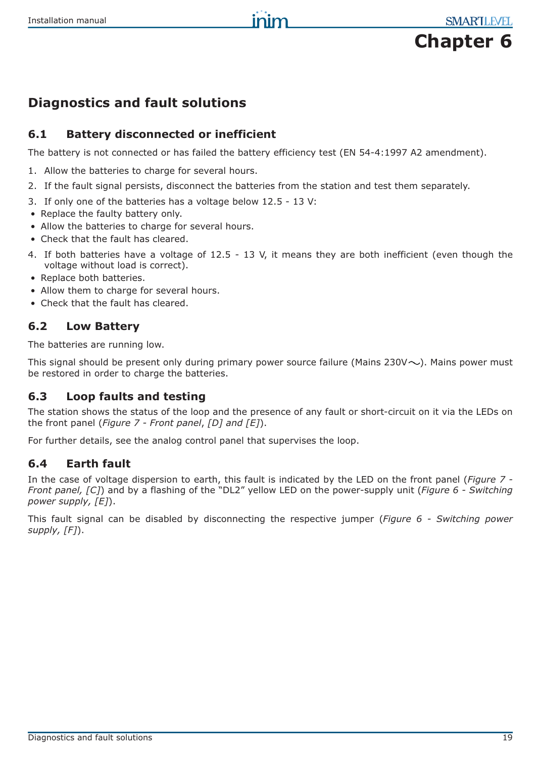# Chapter 6

## Diagnostics and fault solutions

### 6.1 Battery disconnected or inefficient

The battery is not connected or has failed the battery efficiency test (EN 54-4:1997 A2 amendment).

1. Allow the batteries to charge for several hours.
2. If the fault signal persists, disconnect the batteries from the station and test them separately.
3. If only one of the batteries has a voltage below 12.5 - 13 V:
   - Replace the faulty battery only.
   - Allow the batteries to charge for several hours.
   - Check that the fault has cleared.
4. If both batteries have a voltage of 12.5 - 13 V, it means they are both inefficient (even though the voltage without load is correct).
   - Replace both batteries.
   - Allow them to charge for several hours.
   - Check that the fault has cleared.

### 6.2 Low Battery

The batteries are running low.

This signal should be present only during primary power source failure (Mains 230V∼). Mains power must be restored in order to charge the batteries.

### 6.3 Loop faults and testing

The station shows the status of the loop and the presence of any fault or short-circuit on it via the LEDs on the front panel (*Figure 7 - Front panel*, *[D] and [E]*).

For further details, see the analog control panel that supervises the loop.

### 6.4 Earth fault

In the case of voltage dispersion to earth, this fault is indicated by the LED on the front panel (*Figure 7 - Front panel, [C]*) and by a flashing of the "DL2" yellow LED on the power-supply unit (*Figure 6 - Switching power supply, [E]*).

This fault signal can be disabled by disconnecting the respective jumper (*Figure 6 - Switching power supply, [F]*).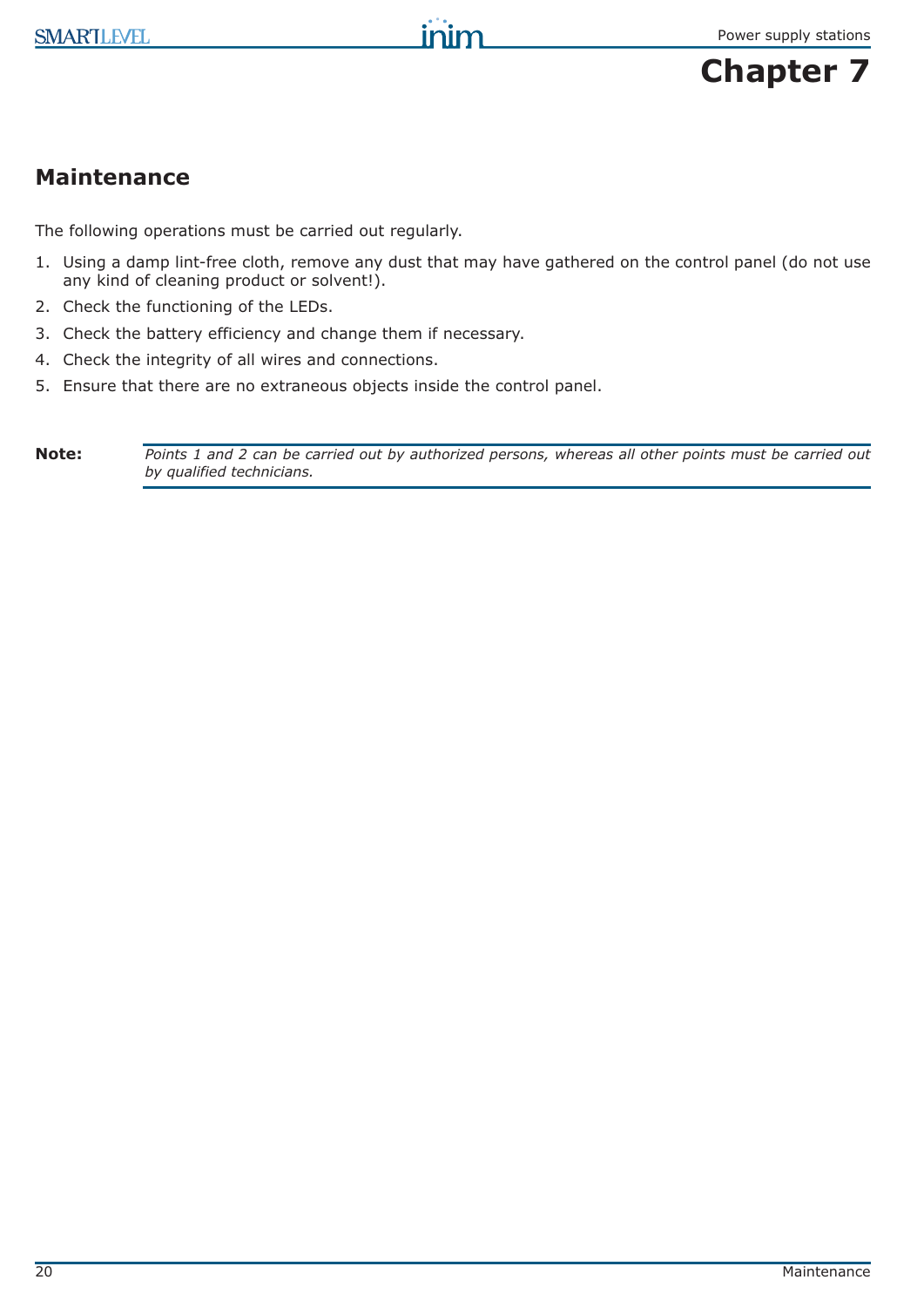# Chapter 7

## Maintenance

The following operations must be carried out regularly.

1. Using a damp lint-free cloth, remove any dust that may have gathered on the control panel (do not use any kind of cleaning product or solvent!).
2. Check the functioning of the LEDs.
3. Check the battery efficiency and change them if necessary.
4. Check the integrity of all wires and connections.
5. Ensure that there are no extraneous objects inside the control panel.

**Note:** *Points 1 and 2 can be carried out by authorized persons, whereas all other points must be carried out by qualified technicians.*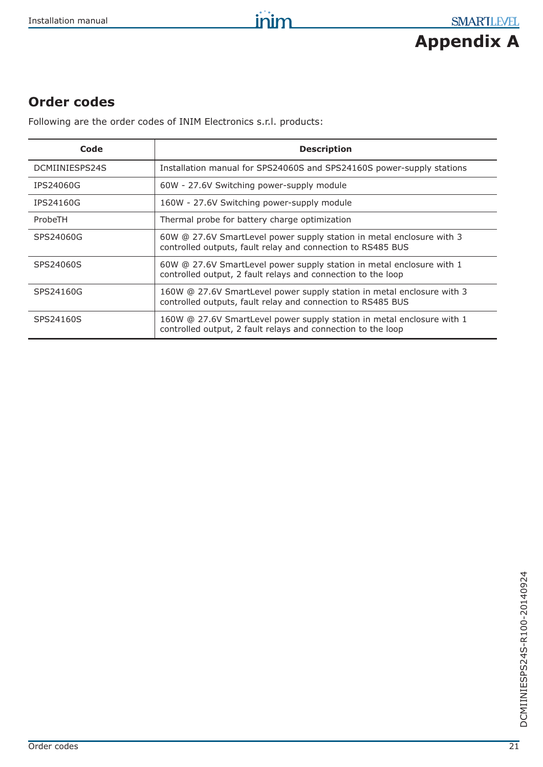# Appendix A

## Order codes

Following are the order codes of INIM Electronics s.r.l. products:

| Code | Description |
| --- | --- |
| DCMIINIESPS24S | Installation manual for SPS24060S and SPS24160S power-supply stations |
| IPS24060G | 60W - 27.6V Switching power-supply module |
| IPS24160G | 160W - 27.6V Switching power-supply module |
| ProbeTH | Thermal probe for battery charge optimization |
| SPS24060G | 60W @ 27.6V SmartLevel power supply station in metal enclosure with 3 controlled outputs, fault relay and connection to RS485 BUS |
| SPS24060S | 60W @ 27.6V SmartLevel power supply station in metal enclosure with 1 controlled output, 2 fault relays and connection to the loop |
| SPS24160G | 160W @ 27.6V SmartLevel power supply station in metal enclosure with 3 controlled outputs, fault relay and connection to RS485 BUS |
| SPS24160S | 160W @ 27.6V SmartLevel power supply station in metal enclosure with 1 controlled output, 2 fault relays and connection to the loop |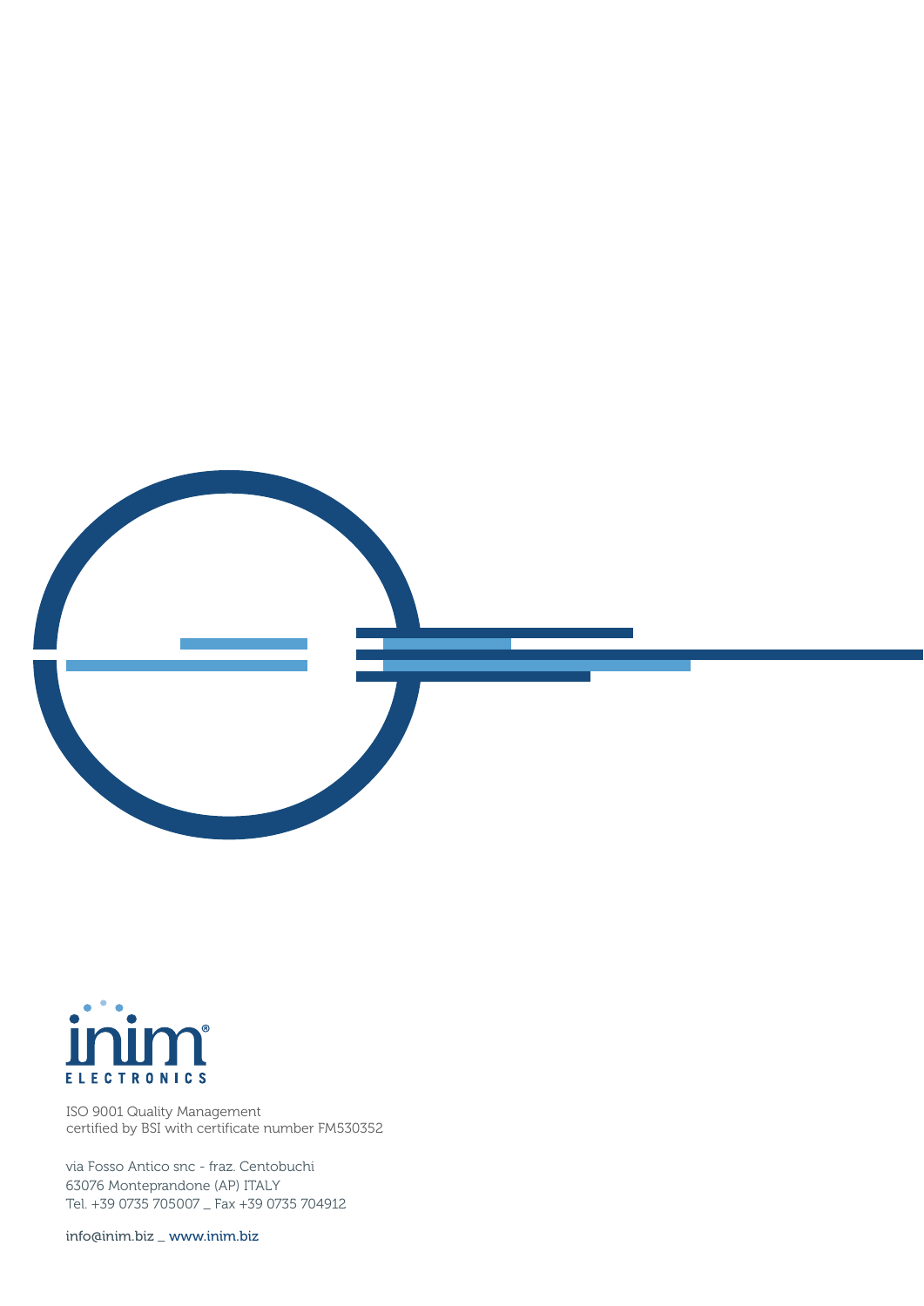ISO 9001 Quality Management
certified by BSI with certificate number FM530352

via Fosso Antico snc - fraz. Centobuchi
63076 Monteprandone (AP) ITALY
Tel. +39 0735 705007 _ Fax +39 0735 704912

info@inim.biz _ www.inim.biz